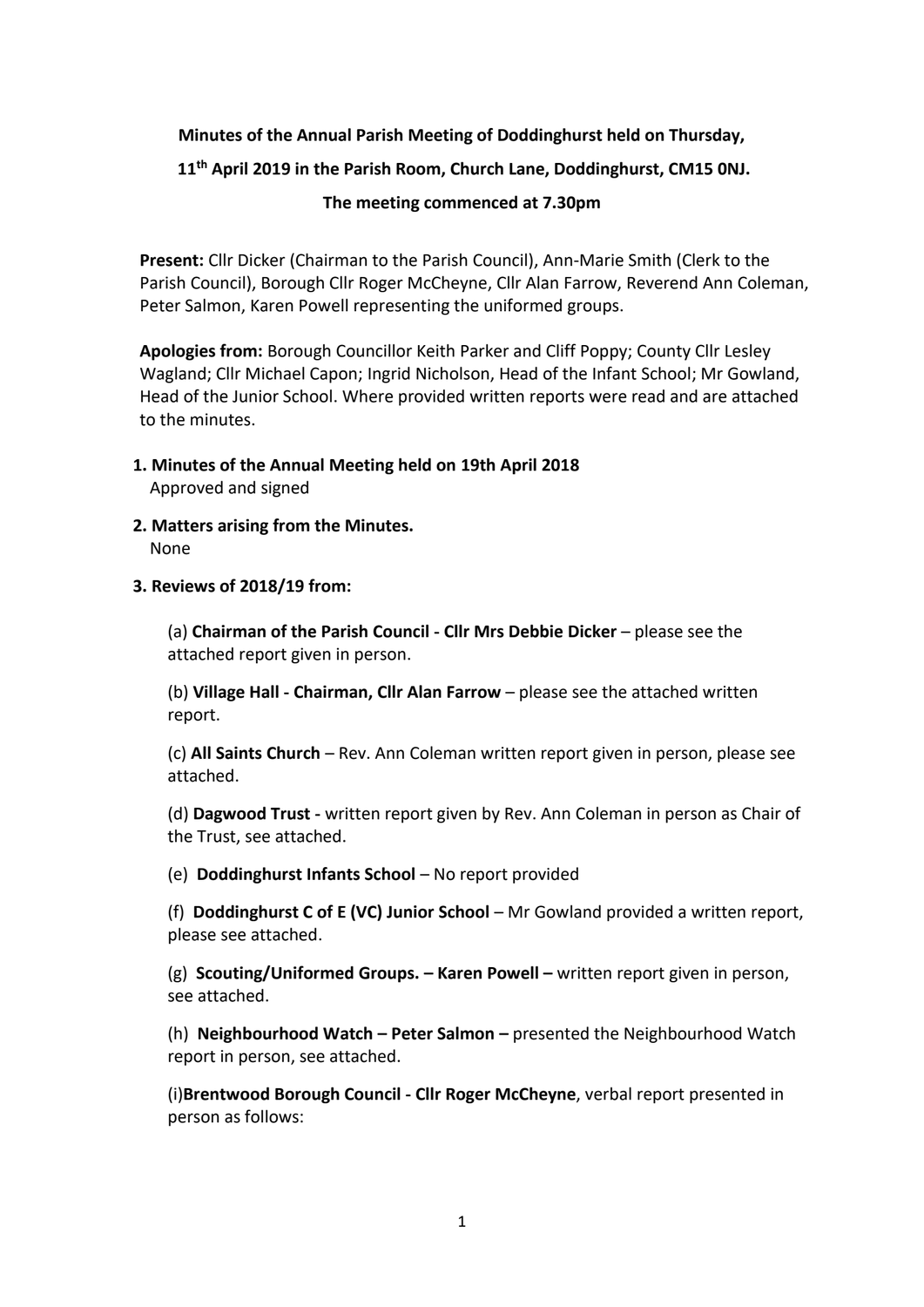**Minutes of the Annual Parish Meeting of Doddinghurst held on Thursday, 11th April 2019 in the Parish Room, Church Lane, Doddinghurst, CM15 0NJ.**

**The meeting commenced at 7.30pm**

**Present:** Cllr Dicker (Chairman to the Parish Council), Ann-Marie Smith (Clerk to the Parish Council), Borough Cllr Roger McCheyne, Cllr Alan Farrow, Reverend Ann Coleman, Peter Salmon, Karen Powell representing the uniformed groups.

**Apologies from:** Borough Councillor Keith Parker and Cliff Poppy; County Cllr Lesley Wagland; Cllr Michael Capon; Ingrid Nicholson, Head of the Infant School; Mr Gowland, Head of the Junior School. Where provided written reports were read and are attached to the minutes.

1. **Minutes of the Annual Meeting held on 19th April 2018**
   Approved and signed

2. **Matters arising from the Minutes.**
   None

3. **Reviews of 2018/19 from:**

   (a) **Chairman of the Parish Council - Cllr Mrs Debbie Dicker** – please see the attached report given in person.

   (b) **Village Hall - Chairman, Cllr Alan Farrow** – please see the attached written report.

   (c) **All Saints Church** – Rev. Ann Coleman written report given in person, please see attached.

   (d) **Dagwood Trust** - written report given by Rev. Ann Coleman in person as Chair of the Trust, see attached.

   (e) **Doddinghurst Infants School** – No report provided

   (f) **Doddinghurst C of E (VC) Junior School** – Mr Gowland provided a written report, please see attached.

   (g) **Scouting/Uniformed Groups. – Karen Powell –** written report given in person, see attached.

   (h) **Neighbourhood Watch – Peter Salmon –** presented the Neighbourhood Watch report in person, see attached.

   (i)**Brentwood Borough Council - Cllr Roger McCheyne**, verbal report presented in person as follows: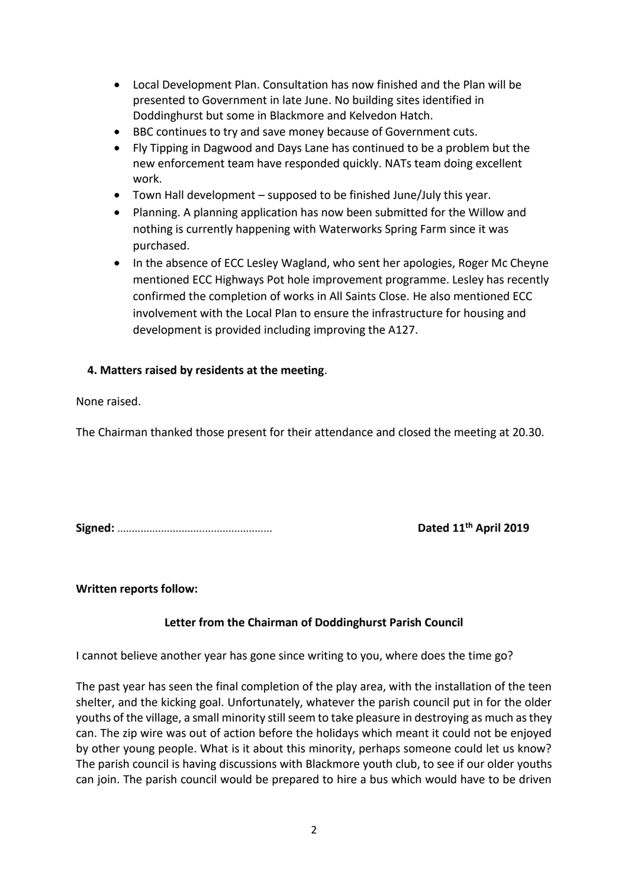- Local Development Plan. Consultation has now finished and the Plan will be presented to Government in late June. No building sites identified in Doddinghurst but some in Blackmore and Kelvedon Hatch.
- BBC continues to try and save money because of Government cuts.
- Fly Tipping in Dagwood and Days Lane has continued to be a problem but the new enforcement team have responded quickly. NATs team doing excellent work.
- Town Hall development – supposed to be finished June/July this year.
- Planning. A planning application has now been submitted for the Willow and nothing is currently happening with Waterworks Spring Farm since it was purchased.
- In the absence of ECC Lesley Wagland, who sent her apologies, Roger Mc Cheyne mentioned ECC Highways Pot hole improvement programme. Lesley has recently confirmed the completion of works in All Saints Close. He also mentioned ECC involvement with the Local Plan to ensure the infrastructure for housing and development is provided including improving the A127.

**4. Matters raised by residents at the meeting**.

None raised.

The Chairman thanked those present for their attendance and closed the meeting at 20.30.

**Signed:** ……………………………………………… **Dated 11th April 2019**

**Written reports follow:**

**Letter from the Chairman of Doddinghurst Parish Council**

I cannot believe another year has gone since writing to you, where does the time go?

The past year has seen the final completion of the play area, with the installation of the teen shelter, and the kicking goal. Unfortunately, whatever the parish council put in for the older youths of the village, a small minority still seem to take pleasure in destroying as much as they can. The zip wire was out of action before the holidays which meant it could not be enjoyed by other young people. What is it about this minority, perhaps someone could let us know? The parish council is having discussions with Blackmore youth club, to see if our older youths can join. The parish council would be prepared to hire a bus which would have to be driven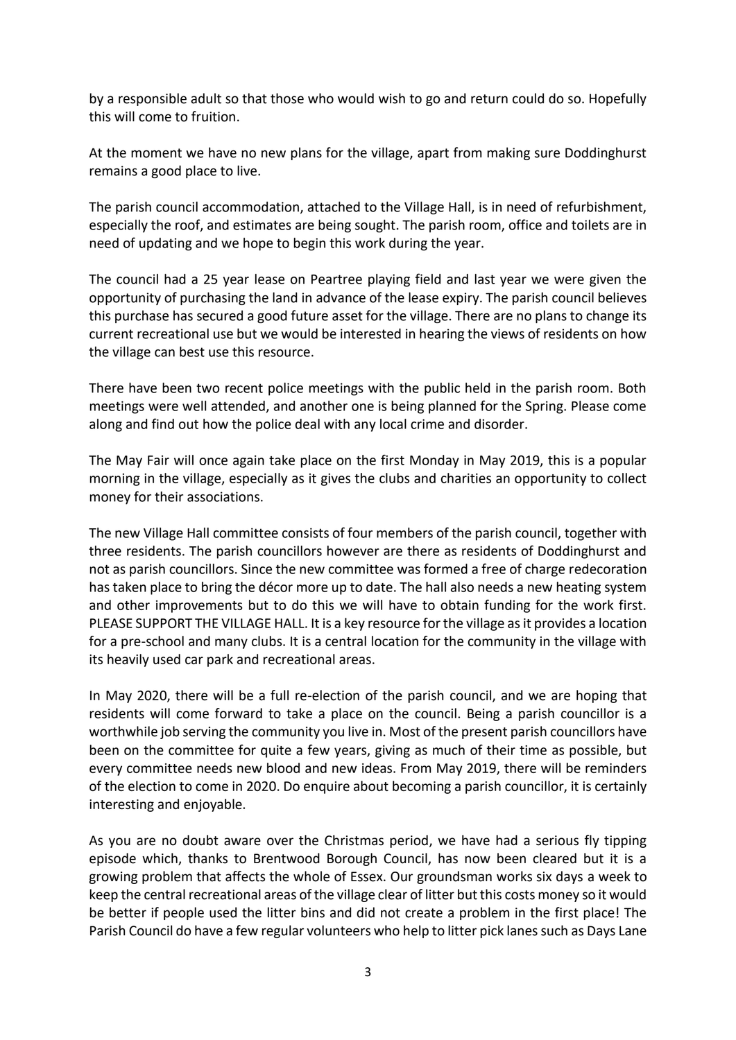by a responsible adult so that those who would wish to go and return could do so. Hopefully this will come to fruition.

At the moment we have no new plans for the village, apart from making sure Doddinghurst remains a good place to live.

The parish council accommodation, attached to the Village Hall, is in need of refurbishment, especially the roof, and estimates are being sought. The parish room, office and toilets are in need of updating and we hope to begin this work during the year.

The council had a 25 year lease on Peartree playing field and last year we were given the opportunity of purchasing the land in advance of the lease expiry. The parish council believes this purchase has secured a good future asset for the village. There are no plans to change its current recreational use but we would be interested in hearing the views of residents on how the village can best use this resource.

There have been two recent police meetings with the public held in the parish room. Both meetings were well attended, and another one is being planned for the Spring. Please come along and find out how the police deal with any local crime and disorder.

The May Fair will once again take place on the first Monday in May 2019, this is a popular morning in the village, especially as it gives the clubs and charities an opportunity to collect money for their associations.

The new Village Hall committee consists of four members of the parish council, together with three residents. The parish councillors however are there as residents of Doddinghurst and not as parish councillors. Since the new committee was formed a free of charge redecoration has taken place to bring the décor more up to date. The hall also needs a new heating system and other improvements but to do this we will have to obtain funding for the work first. PLEASE SUPPORT THE VILLAGE HALL. It is a key resource for the village as it provides a location for a pre-school and many clubs. It is a central location for the community in the village with its heavily used car park and recreational areas.

In May 2020, there will be a full re-election of the parish council, and we are hoping that residents will come forward to take a place on the council. Being a parish councillor is a worthwhile job serving the community you live in. Most of the present parish councillors have been on the committee for quite a few years, giving as much of their time as possible, but every committee needs new blood and new ideas. From May 2019, there will be reminders of the election to come in 2020. Do enquire about becoming a parish councillor, it is certainly interesting and enjoyable.

As you are no doubt aware over the Christmas period, we have had a serious fly tipping episode which, thanks to Brentwood Borough Council, has now been cleared but it is a growing problem that affects the whole of Essex. Our groundsman works six days a week to keep the central recreational areas of the village clear of litter but this costs money so it would be better if people used the litter bins and did not create a problem in the first place! The Parish Council do have a few regular volunteers who help to litter pick lanes such as Days Lane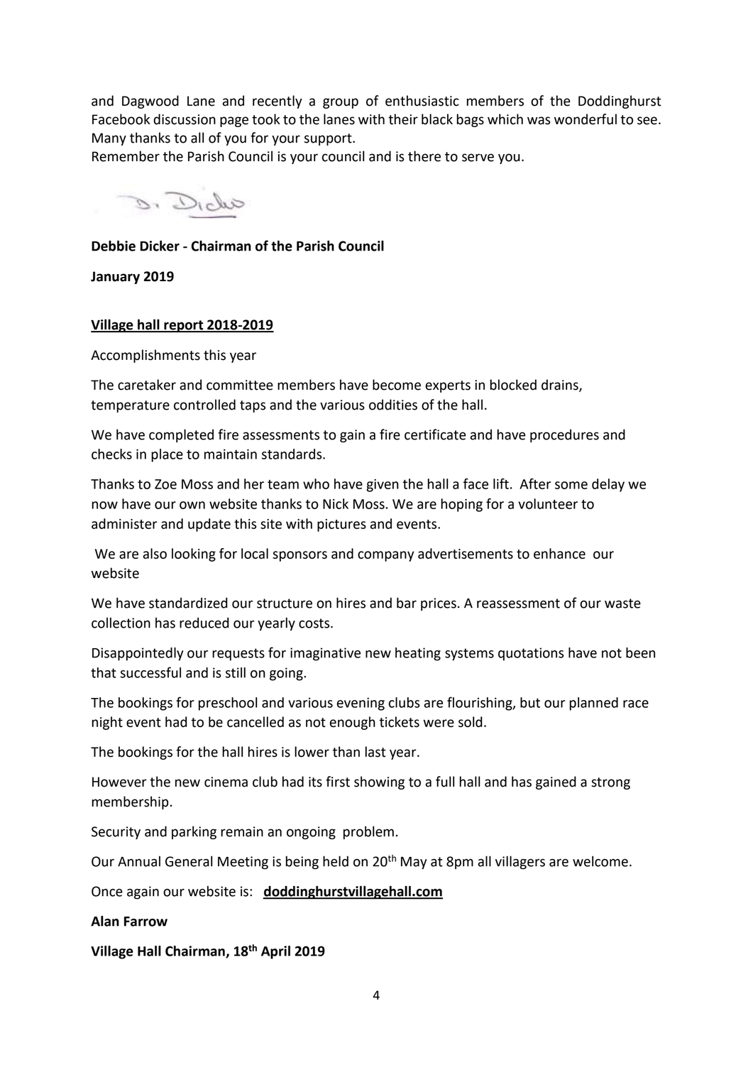and Dagwood Lane and recently a group of enthusiastic members of the Doddinghurst Facebook discussion page took to the lanes with their black bags which was wonderful to see. Many thanks to all of you for your support.
Remember the Parish Council is your council and is there to serve you.

D. Dicker

**Debbie Dicker - Chairman of the Parish Council**

**January 2019**

**Village hall report 2018-2019**

Accomplishments this year

The caretaker and committee members have become experts in blocked drains, temperature controlled taps and the various oddities of the hall.

We have completed fire assessments to gain a fire certificate and have procedures and checks in place to maintain standards.

Thanks to Zoe Moss and her team who have given the hall a face lift. After some delay we now have our own website thanks to Nick Moss. We are hoping for a volunteer to administer and update this site with pictures and events.

We are also looking for local sponsors and company advertisements to enhance our website

We have standardized our structure on hires and bar prices. A reassessment of our waste collection has reduced our yearly costs.

Disappointedly our requests for imaginative new heating systems quotations have not been that successful and is still on going.

The bookings for preschool and various evening clubs are flourishing, but our planned race night event had to be cancelled as not enough tickets were sold.

The bookings for the hall hires is lower than last year.

However the new cinema club had its first showing to a full hall and has gained a strong membership.

Security and parking remain an ongoing problem.

Our Annual General Meeting is being held on 20th May at 8pm all villagers are welcome.

Once again our website is: **doddinghurstvillagehall.com**

**Alan Farrow**

**Village Hall Chairman, 18th April 2019**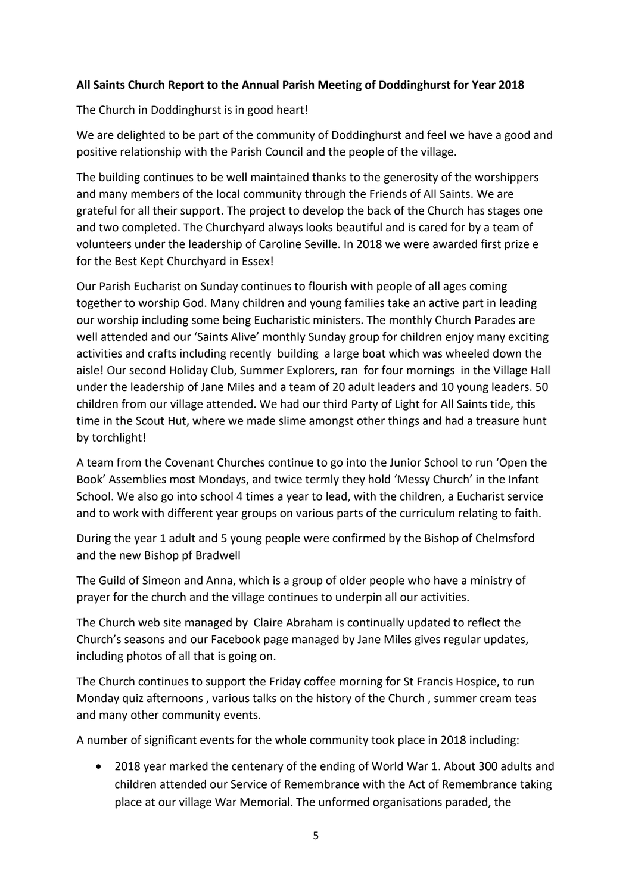**All Saints Church Report to the Annual Parish Meeting of Doddinghurst for Year 2018**

The Church in Doddinghurst is in good heart!

We are delighted to be part of the community of Doddinghurst and feel we have a good and positive relationship with the Parish Council and the people of the village.

The building continues to be well maintained thanks to the generosity of the worshippers and many members of the local community through the Friends of All Saints. We are grateful for all their support. The project to develop the back of the Church has stages one and two completed. The Churchyard always looks beautiful and is cared for by a team of volunteers under the leadership of Caroline Seville. In 2018 we were awarded first prize e for the Best Kept Churchyard in Essex!

Our Parish Eucharist on Sunday continues to flourish with people of all ages coming together to worship God. Many children and young families take an active part in leading our worship including some being Eucharistic ministers. The monthly Church Parades are well attended and our 'Saints Alive' monthly Sunday group for children enjoy many exciting activities and crafts including recently building a large boat which was wheeled down the aisle! Our second Holiday Club, Summer Explorers, ran for four mornings in the Village Hall under the leadership of Jane Miles and a team of 20 adult leaders and 10 young leaders. 50 children from our village attended. We had our third Party of Light for All Saints tide, this time in the Scout Hut, where we made slime amongst other things and had a treasure hunt by torchlight!

A team from the Covenant Churches continue to go into the Junior School to run 'Open the Book' Assemblies most Mondays, and twice termly they hold 'Messy Church' in the Infant School. We also go into school 4 times a year to lead, with the children, a Eucharist service and to work with different year groups on various parts of the curriculum relating to faith.

During the year 1 adult and 5 young people were confirmed by the Bishop of Chelmsford and the new Bishop pf Bradwell

The Guild of Simeon and Anna, which is a group of older people who have a ministry of prayer for the church and the village continues to underpin all our activities.

The Church web site managed by Claire Abraham is continually updated to reflect the Church's seasons and our Facebook page managed by Jane Miles gives regular updates, including photos of all that is going on.

The Church continues to support the Friday coffee morning for St Francis Hospice, to run Monday quiz afternoons , various talks on the history of the Church , summer cream teas and many other community events.

A number of significant events for the whole community took place in 2018 including:

- 2018 year marked the centenary of the ending of World War 1. About 300 adults and children attended our Service of Remembrance with the Act of Remembrance taking place at our village War Memorial. The unformed organisations paraded, the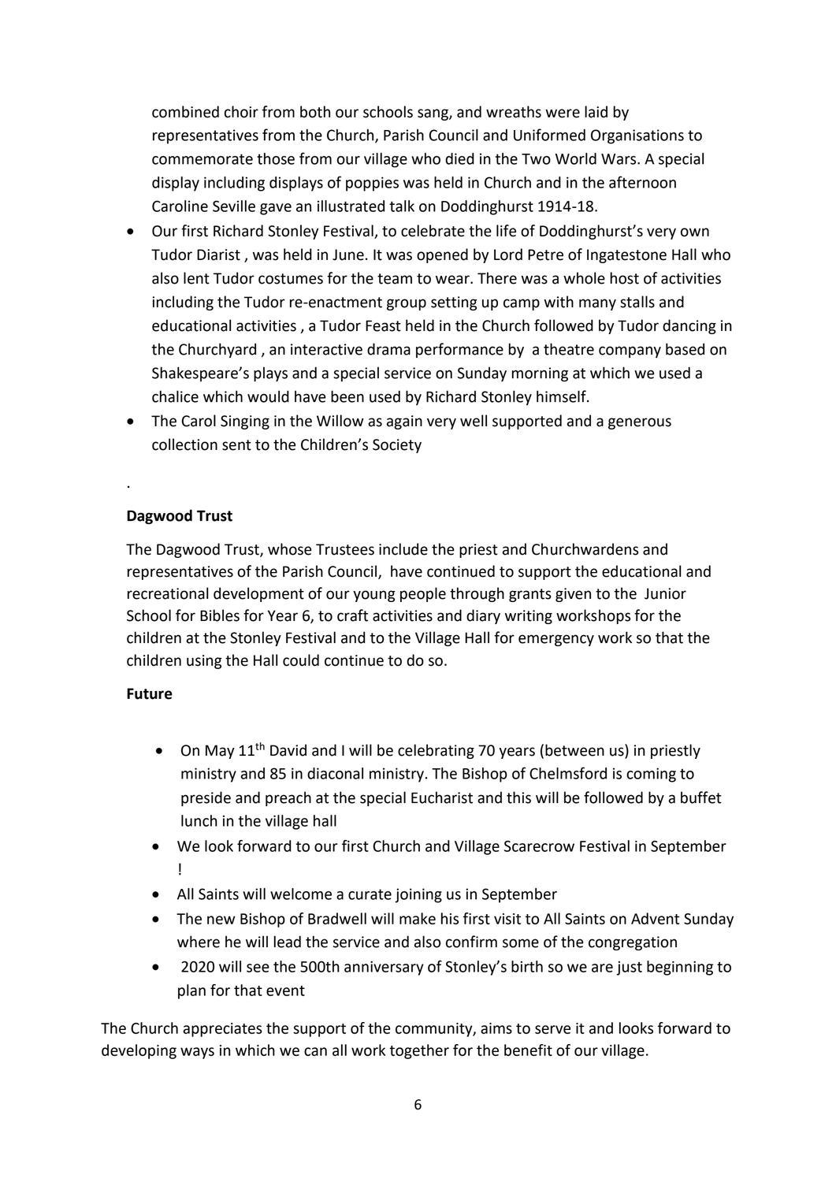combined choir from both our schools sang, and wreaths were laid by representatives from the Church, Parish Council and Uniformed Organisations to commemorate those from our village who died in the Two World Wars. A special display including displays of poppies was held in Church and in the afternoon Caroline Seville gave an illustrated talk on Doddinghurst 1914-18.

- Our first Richard Stonley Festival, to celebrate the life of Doddinghurst's very own Tudor Diarist , was held in June. It was opened by Lord Petre of Ingatestone Hall who also lent Tudor costumes for the team to wear. There was a whole host of activities including the Tudor re-enactment group setting up camp with many stalls and educational activities , a Tudor Feast held in the Church followed by Tudor dancing in the Churchyard , an interactive drama performance by a theatre company based on Shakespeare's plays and a special service on Sunday morning at which we used a chalice which would have been used by Richard Stonley himself.
- The Carol Singing in the Willow as again very well supported and a generous collection sent to the Children's Society

.

**Dagwood Trust**

The Dagwood Trust, whose Trustees include the priest and Churchwardens and representatives of the Parish Council, have continued to support the educational and recreational development of our young people through grants given to the Junior School for Bibles for Year 6, to craft activities and diary writing workshops for the children at the Stonley Festival and to the Village Hall for emergency work so that the children using the Hall could continue to do so.

**Future**

- On May 11th David and I will be celebrating 70 years (between us) in priestly ministry and 85 in diaconal ministry. The Bishop of Chelmsford is coming to preside and preach at the special Eucharist and this will be followed by a buffet lunch in the village hall
- We look forward to our first Church and Village Scarecrow Festival in September !
- All Saints will welcome a curate joining us in September
- The new Bishop of Bradwell will make his first visit to All Saints on Advent Sunday where he will lead the service and also confirm some of the congregation
- 2020 will see the 500th anniversary of Stonley's birth so we are just beginning to plan for that event

The Church appreciates the support of the community, aims to serve it and looks forward to developing ways in which we can all work together for the benefit of our village.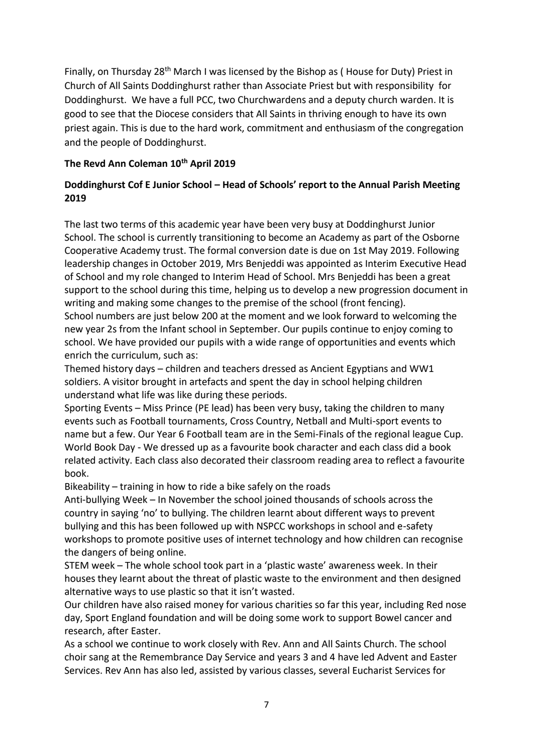Finally, on Thursday 28th March I was licensed by the Bishop as ( House for Duty) Priest in Church of All Saints Doddinghurst rather than Associate Priest but with responsibility for Doddinghurst. We have a full PCC, two Churchwardens and a deputy church warden. It is good to see that the Diocese considers that All Saints in thriving enough to have its own priest again. This is due to the hard work, commitment and enthusiasm of the congregation and the people of Doddinghurst.

**The Revd Ann Coleman 10th April 2019**

**Doddinghurst Cof E Junior School – Head of Schools' report to the Annual Parish Meeting 2019**

The last two terms of this academic year have been very busy at Doddinghurst Junior School. The school is currently transitioning to become an Academy as part of the Osborne Cooperative Academy trust. The formal conversion date is due on 1st May 2019. Following leadership changes in October 2019, Mrs Benjeddi was appointed as Interim Executive Head of School and my role changed to Interim Head of School. Mrs Benjeddi has been a great support to the school during this time, helping us to develop a new progression document in writing and making some changes to the premise of the school (front fencing).

School numbers are just below 200 at the moment and we look forward to welcoming the new year 2s from the Infant school in September. Our pupils continue to enjoy coming to school. We have provided our pupils with a wide range of opportunities and events which enrich the curriculum, such as:

Themed history days – children and teachers dressed as Ancient Egyptians and WW1 soldiers. A visitor brought in artefacts and spent the day in school helping children understand what life was like during these periods.

Sporting Events – Miss Prince (PE lead) has been very busy, taking the children to many events such as Football tournaments, Cross Country, Netball and Multi-sport events to name but a few. Our Year 6 Football team are in the Semi-Finals of the regional league Cup.

World Book Day - We dressed up as a favourite book character and each class did a book related activity. Each class also decorated their classroom reading area to reflect a favourite book.

Bikeability – training in how to ride a bike safely on the roads

Anti-bullying Week – In November the school joined thousands of schools across the country in saying 'no' to bullying. The children learnt about different ways to prevent bullying and this has been followed up with NSPCC workshops in school and e-safety workshops to promote positive uses of internet technology and how children can recognise the dangers of being online.

STEM week – The whole school took part in a 'plastic waste' awareness week. In their houses they learnt about the threat of plastic waste to the environment and then designed alternative ways to use plastic so that it isn't wasted.

Our children have also raised money for various charities so far this year, including Red nose day, Sport England foundation and will be doing some work to support Bowel cancer and research, after Easter.

As a school we continue to work closely with Rev. Ann and All Saints Church. The school choir sang at the Remembrance Day Service and years 3 and 4 have led Advent and Easter Services. Rev Ann has also led, assisted by various classes, several Eucharist Services for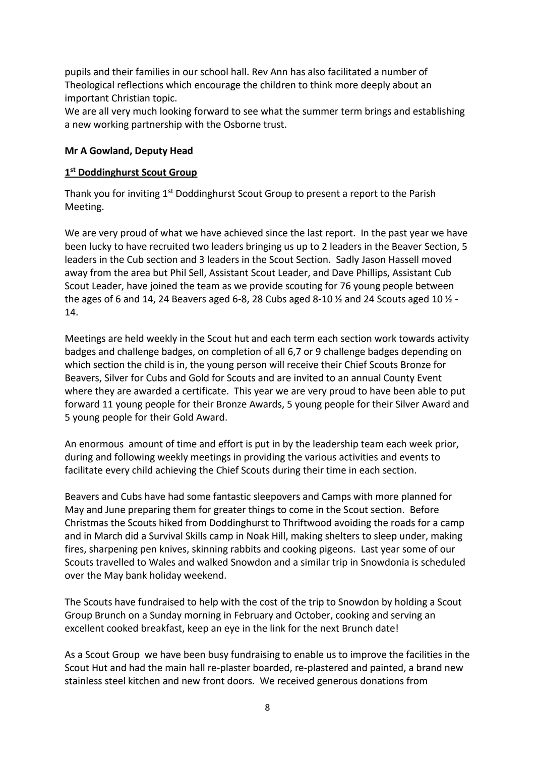pupils and their families in our school hall. Rev Ann has also facilitated a number of Theological reflections which encourage the children to think more deeply about an important Christian topic.
We are all very much looking forward to see what the summer term brings and establishing a new working partnership with the Osborne trust.

**Mr A Gowland, Deputy Head**

**1st Doddinghurst Scout Group**

Thank you for inviting 1st Doddinghurst Scout Group to present a report to the Parish Meeting.

We are very proud of what we have achieved since the last report. In the past year we have been lucky to have recruited two leaders bringing us up to 2 leaders in the Beaver Section, 5 leaders in the Cub section and 3 leaders in the Scout Section. Sadly Jason Hassell moved away from the area but Phil Sell, Assistant Scout Leader, and Dave Phillips, Assistant Cub Scout Leader, have joined the team as we provide scouting for 76 young people between the ages of 6 and 14, 24 Beavers aged 6-8, 28 Cubs aged 8-10 ½ and 24 Scouts aged 10 ½ - 14.

Meetings are held weekly in the Scout hut and each term each section work towards activity badges and challenge badges, on completion of all 6,7 or 9 challenge badges depending on which section the child is in, the young person will receive their Chief Scouts Bronze for Beavers, Silver for Cubs and Gold for Scouts and are invited to an annual County Event where they are awarded a certificate. This year we are very proud to have been able to put forward 11 young people for their Bronze Awards, 5 young people for their Silver Award and 5 young people for their Gold Award.

An enormous amount of time and effort is put in by the leadership team each week prior, during and following weekly meetings in providing the various activities and events to facilitate every child achieving the Chief Scouts during their time in each section.

Beavers and Cubs have had some fantastic sleepovers and Camps with more planned for May and June preparing them for greater things to come in the Scout section. Before Christmas the Scouts hiked from Doddinghurst to Thriftwood avoiding the roads for a camp and in March did a Survival Skills camp in Noak Hill, making shelters to sleep under, making fires, sharpening pen knives, skinning rabbits and cooking pigeons. Last year some of our Scouts travelled to Wales and walked Snowdon and a similar trip in Snowdonia is scheduled over the May bank holiday weekend.

The Scouts have fundraised to help with the cost of the trip to Snowdon by holding a Scout Group Brunch on a Sunday morning in February and October, cooking and serving an excellent cooked breakfast, keep an eye in the link for the next Brunch date!

As a Scout Group we have been busy fundraising to enable us to improve the facilities in the Scout Hut and had the main hall re-plaster boarded, re-plastered and painted, a brand new stainless steel kitchen and new front doors. We received generous donations from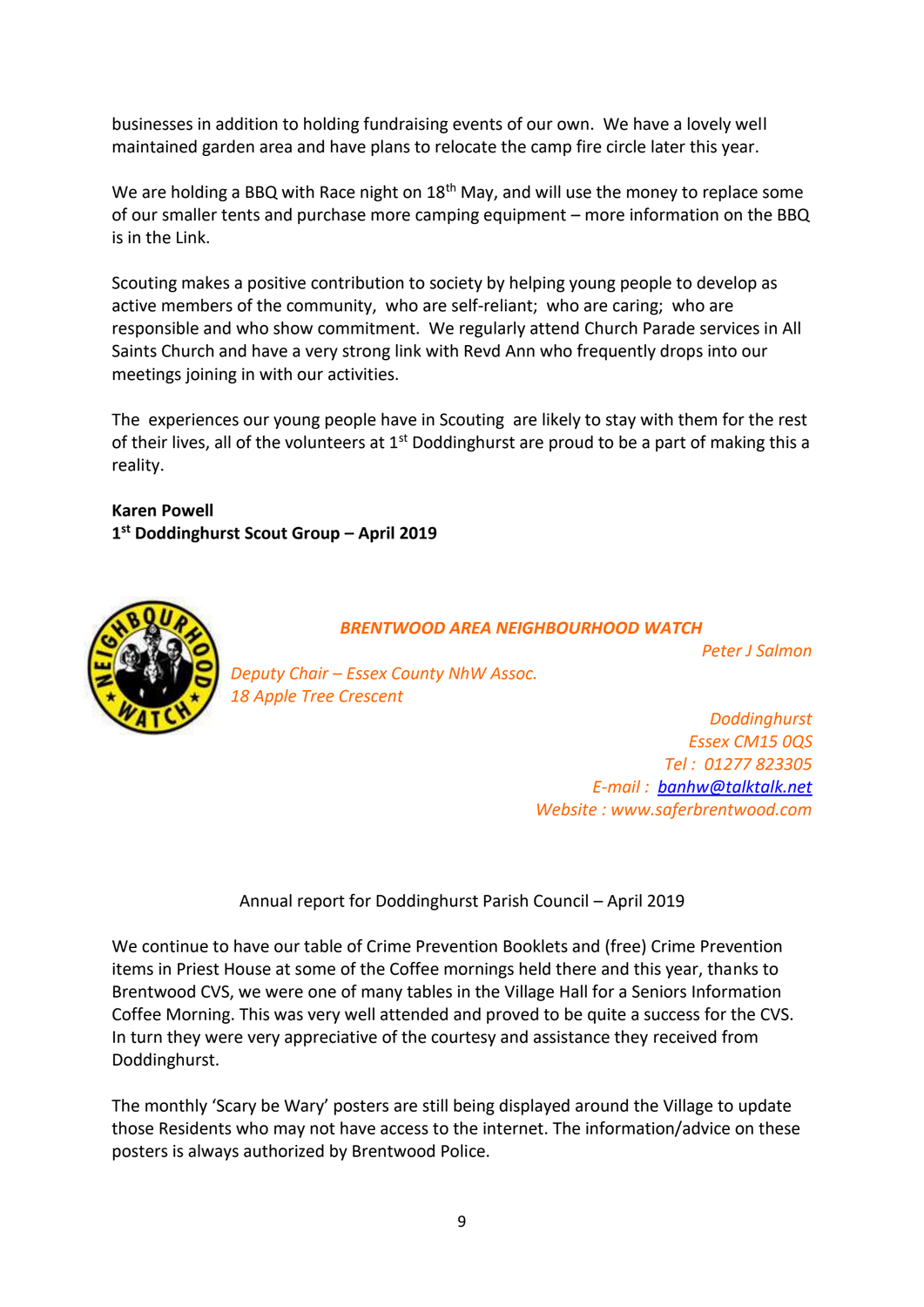businesses in addition to holding fundraising events of our own. We have a lovely well maintained garden area and have plans to relocate the camp fire circle later this year.

We are holding a BBQ with Race night on 18th May, and will use the money to replace some of our smaller tents and purchase more camping equipment – more information on the BBQ is in the Link.

Scouting makes a positive contribution to society by helping young people to develop as active members of the community, who are self-reliant; who are caring; who are responsible and who show commitment. We regularly attend Church Parade services in All Saints Church and have a very strong link with Revd Ann who frequently drops into our meetings joining in with our activities.

The experiences our young people have in Scouting are likely to stay with them for the rest of their lives, all of the volunteers at 1st Doddinghurst are proud to be a part of making this a reality.

**Karen Powell**
**1st Doddinghurst Scout Group – April 2019**

***BRENTWOOD AREA NEIGHBOURHOOD WATCH***

*Peter J Salmon*
*Deputy Chair – Essex County NhW Assoc.*
*18 Apple Tree Crescent*
*Doddinghurst*
*Essex CM15 0QS*
*Tel : 01277 823305*
*E-mail : banhw@talktalk.net*
*Website : www.saferbrentwood.com*

Annual report for Doddinghurst Parish Council – April 2019

We continue to have our table of Crime Prevention Booklets and (free) Crime Prevention items in Priest House at some of the Coffee mornings held there and this year, thanks to Brentwood CVS, we were one of many tables in the Village Hall for a Seniors Information Coffee Morning. This was very well attended and proved to be quite a success for the CVS. In turn they were very appreciative of the courtesy and assistance they received from Doddinghurst.

The monthly 'Scary be Wary' posters are still being displayed around the Village to update those Residents who may not have access to the internet. The information/advice on these posters is always authorized by Brentwood Police.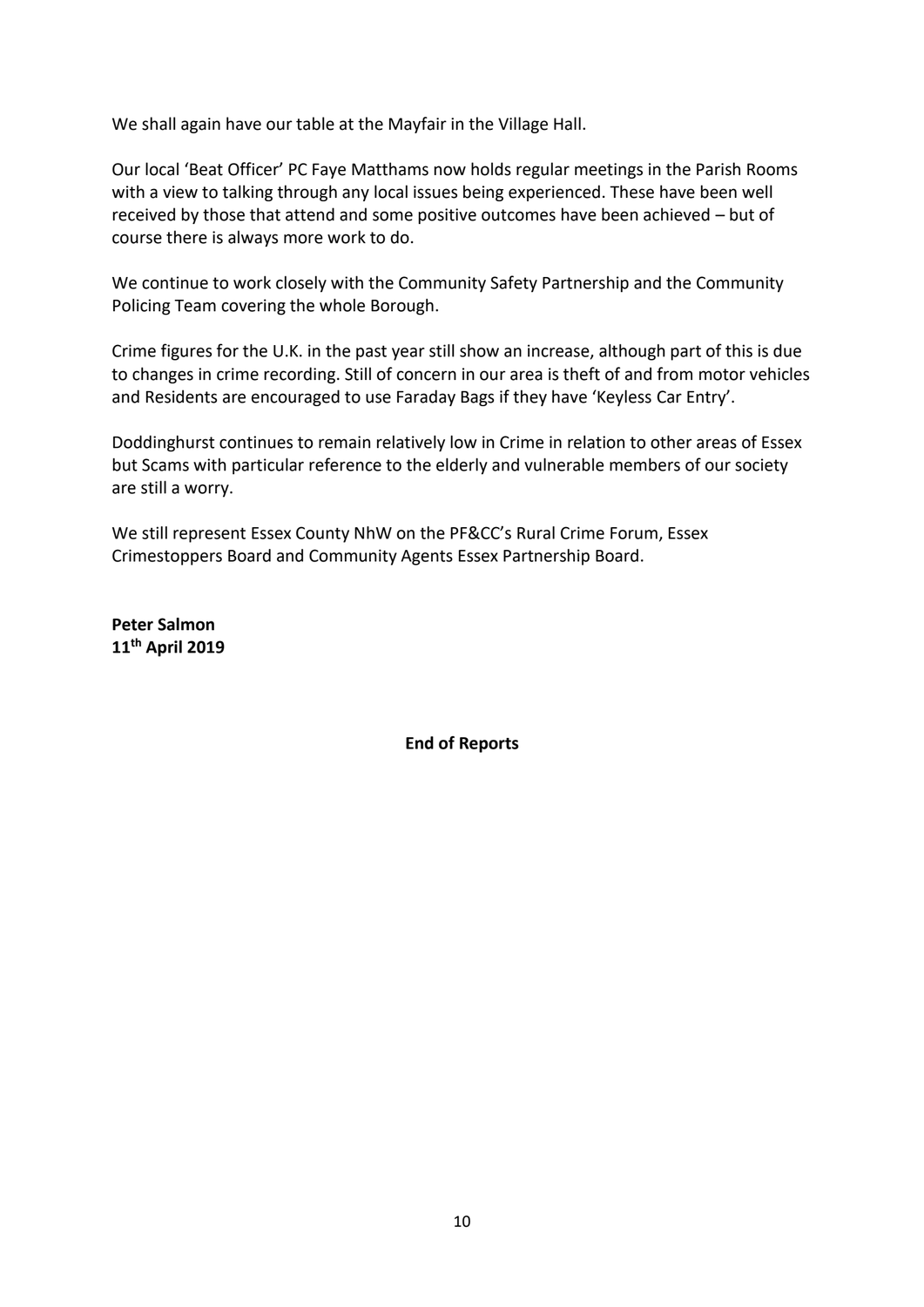We shall again have our table at the Mayfair in the Village Hall.

Our local 'Beat Officer' PC Faye Matthams now holds regular meetings in the Parish Rooms with a view to talking through any local issues being experienced. These have been well received by those that attend and some positive outcomes have been achieved – but of course there is always more work to do.

We continue to work closely with the Community Safety Partnership and the Community Policing Team covering the whole Borough.

Crime figures for the U.K. in the past year still show an increase, although part of this is due to changes in crime recording. Still of concern in our area is theft of and from motor vehicles and Residents are encouraged to use Faraday Bags if they have 'Keyless Car Entry'.

Doddinghurst continues to remain relatively low in Crime in relation to other areas of Essex but Scams with particular reference to the elderly and vulnerable members of our society are still a worry.

We still represent Essex County NhW on the PF&CC's Rural Crime Forum, Essex Crimestoppers Board and Community Agents Essex Partnership Board.

**Peter Salmon**
**11th April 2019**

**End of Reports**